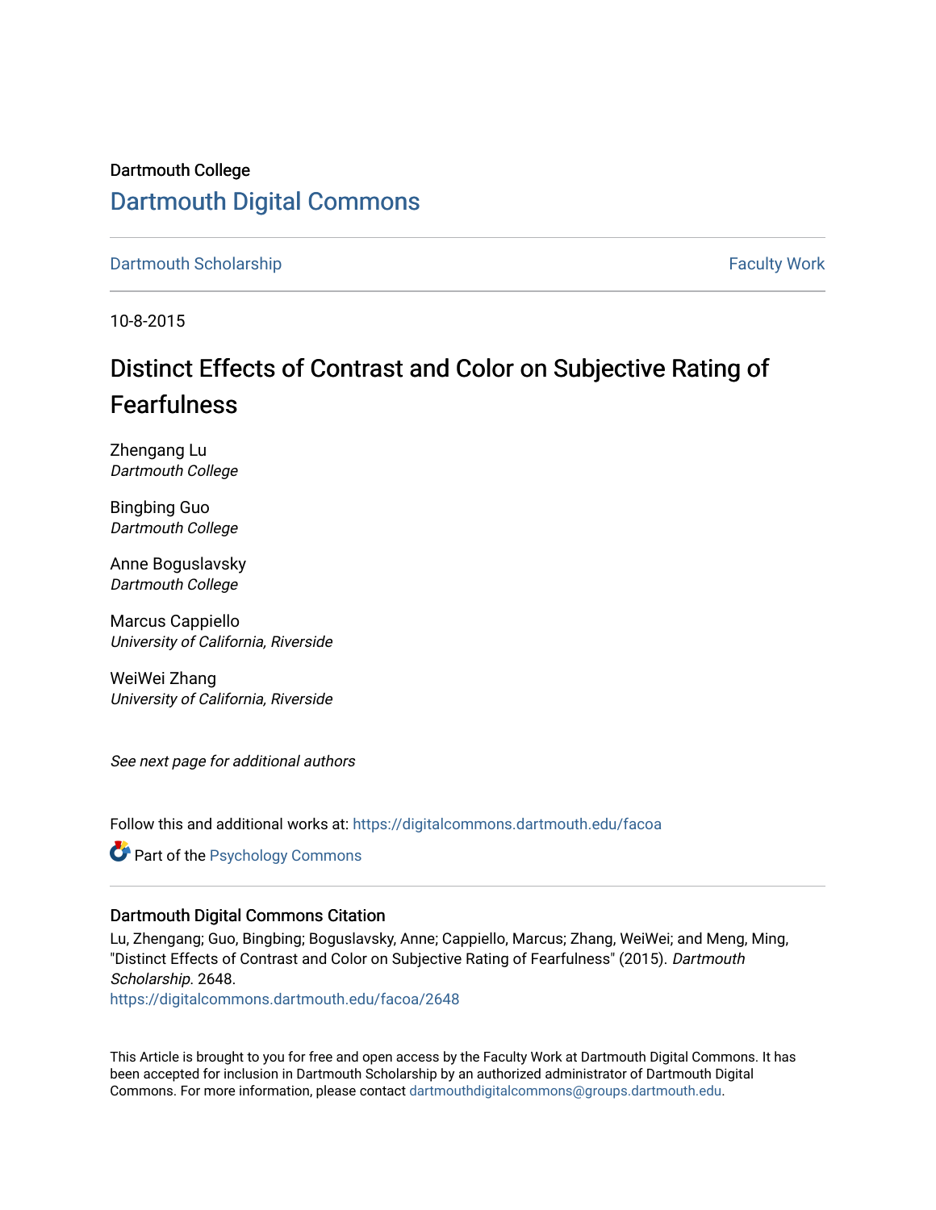Dartmouth College

# Dartmouth Digital Commons

Dartmouth Scholarship | Faculty Work

10-8-2015

# Distinct Effects of Contrast and Color on Subjective Rating of Fearfulness

Zhengang Lu
*Dartmouth College*

Bingbing Guo
*Dartmouth College*

Anne Boguslavsky
*Dartmouth College*

Marcus Cappiello
*University of California, Riverside*

WeiWei Zhang
*University of California, Riverside*

*See next page for additional authors*

Follow this and additional works at: https://digitalcommons.dartmouth.edu/facoa

Part of the Psychology Commons

### Dartmouth Digital Commons Citation

Lu, Zhengang; Guo, Bingbing; Boguslavsky, Anne; Cappiello, Marcus; Zhang, WeiWei; and Meng, Ming, "Distinct Effects of Contrast and Color on Subjective Rating of Fearfulness" (2015). *Dartmouth Scholarship*. 2648.
https://digitalcommons.dartmouth.edu/facoa/2648

This Article is brought to you for free and open access by the Faculty Work at Dartmouth Digital Commons. It has been accepted for inclusion in Dartmouth Scholarship by an authorized administrator of Dartmouth Digital Commons. For more information, please contact dartmouthdigitalcommons@groups.dartmouth.edu.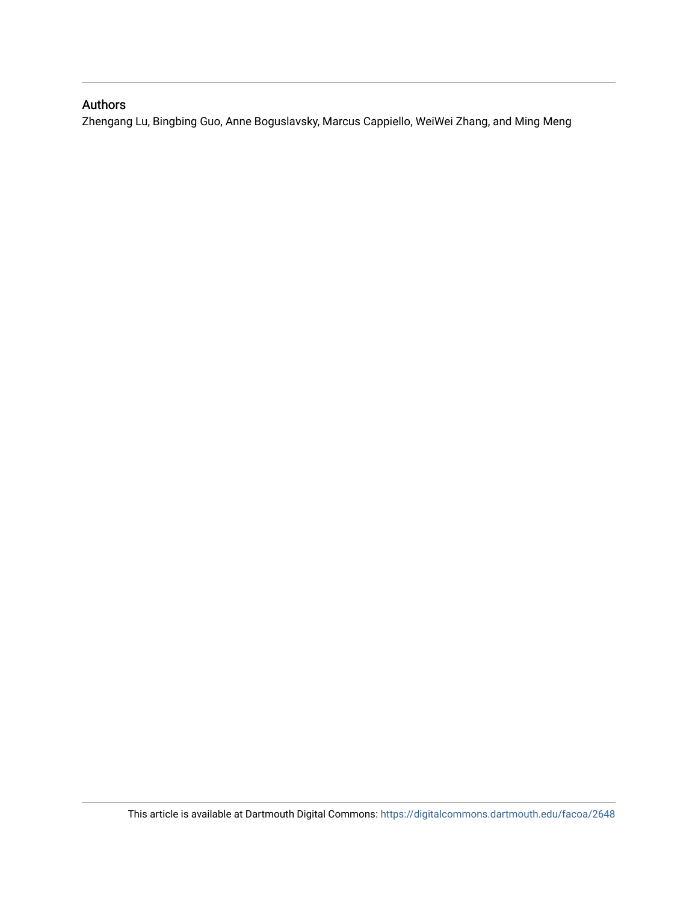## Authors

Zhengang Lu, Bingbing Guo, Anne Boguslavsky, Marcus Cappiello, WeiWei Zhang, and Ming Meng

This article is available at Dartmouth Digital Commons: https://digitalcommons.dartmouth.edu/facoa/2648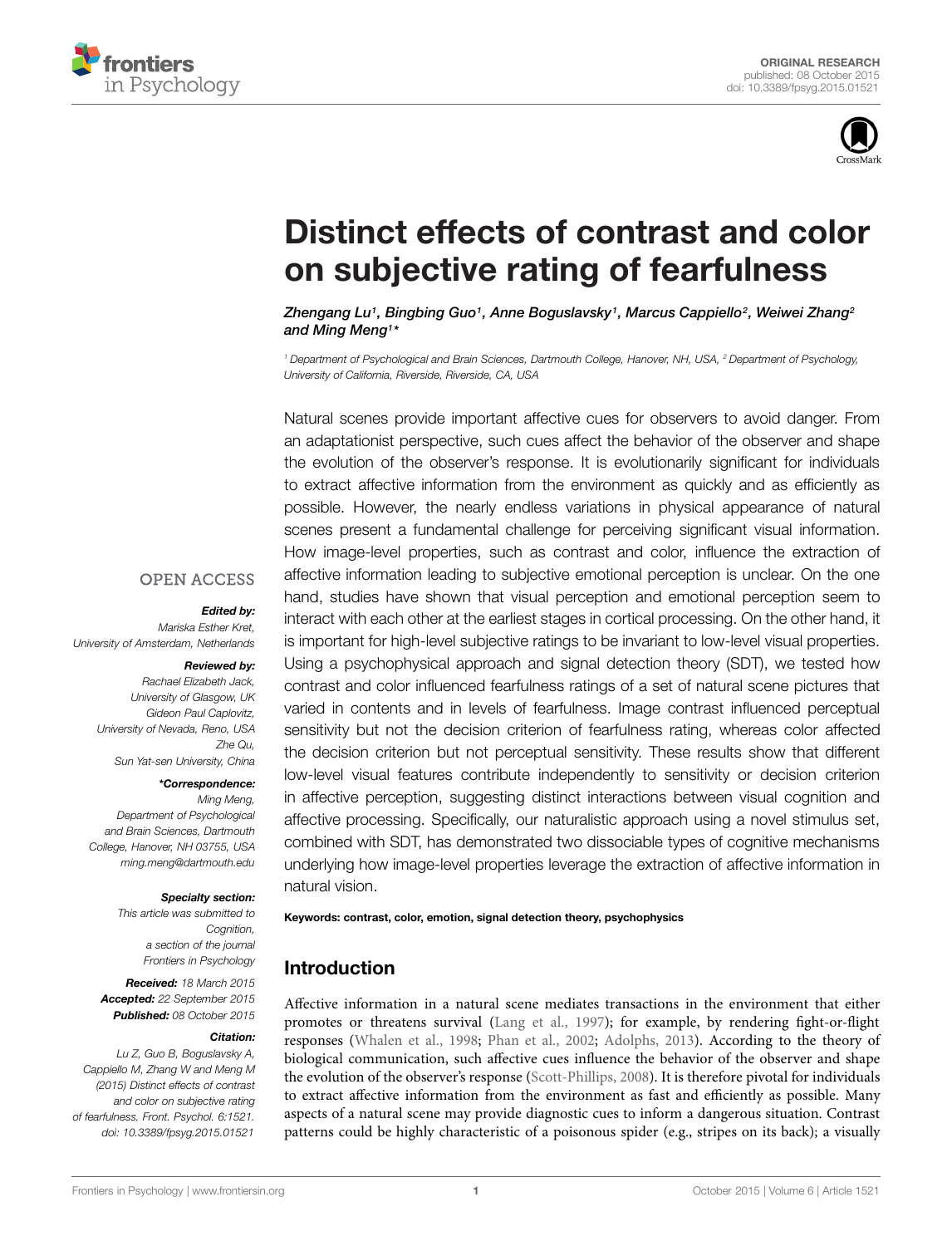# Distinct effects of contrast and color on subjective rating of fearfulness

*Zhengang Lu[1], Bingbing Guo[1], Anne Boguslavsky[1], Marcus Cappiello[2], Weiwei Zhang[2] and Ming Meng[1]\**

[1] Department of Psychological and Brain Sciences, Dartmouth College, Hanover, NH, USA, [2] Department of Psychology, University of California, Riverside, Riverside, CA, USA

OPEN ACCESS

***Edited by:***
Mariska Esther Kret, University of Amsterdam, Netherlands

***Reviewed by:***
Rachael Elizabeth Jack, University of Glasgow, UK
Gideon Paul Caplovitz, University of Nevada, Reno, USA
Zhe Qu, Sun Yat-sen University, China

***\*Correspondence:***
Ming Meng, Department of Psychological and Brain Sciences, Dartmouth College, Hanover, NH 03755, USA
ming.meng@dartmouth.edu

***Specialty section:***
This article was submitted to Cognition, a section of the journal Frontiers in Psychology

***Received:*** 18 March 2015
***Accepted:*** 22 September 2015
***Published:*** 08 October 2015

***Citation:***
Lu Z, Guo B, Boguslavsky A, Cappiello M, Zhang W and Meng M (2015) Distinct effects of contrast and color on subjective rating of fearfulness. Front. Psychol. 6:1521. doi: 10.3389/fpsyg.2015.01521

Natural scenes provide important affective cues for observers to avoid danger. From an adaptationist perspective, such cues affect the behavior of the observer and shape the evolution of the observer's response. It is evolutionarily significant for individuals to extract affective information from the environment as quickly and as efficiently as possible. However, the nearly endless variations in physical appearance of natural scenes present a fundamental challenge for perceiving significant visual information. How image-level properties, such as contrast and color, influence the extraction of affective information leading to subjective emotional perception is unclear. On the one hand, studies have shown that visual perception and emotional perception seem to interact with each other at the earliest stages in cortical processing. On the other hand, it is important for high-level subjective ratings to be invariant to low-level visual properties. Using a psychophysical approach and signal detection theory (SDT), we tested how contrast and color influenced fearfulness ratings of a set of natural scene pictures that varied in contents and in levels of fearfulness. Image contrast influenced perceptual sensitivity but not the decision criterion of fearfulness rating, whereas color affected the decision criterion but not perceptual sensitivity. These results show that different low-level visual features contribute independently to sensitivity or decision criterion in affective perception, suggesting distinct interactions between visual cognition and affective processing. Specifically, our naturalistic approach using a novel stimulus set, combined with SDT, has demonstrated two dissociable types of cognitive mechanisms underlying how image-level properties leverage the extraction of affective information in natural vision.

**Keywords: contrast, color, emotion, signal detection theory, psychophysics**

## Introduction

Affective information in a natural scene mediates transactions in the environment that either promotes or threatens survival (Lang et al., 1997); for example, by rendering fight-or-flight responses (Whalen et al., 1998; Phan et al., 2002; Adolphs, 2013). According to the theory of biological communication, such affective cues influence the behavior of the observer and shape the evolution of the observer's response (Scott-Phillips, 2008). It is therefore pivotal for individuals to extract affective information from the environment as fast and efficiently as possible. Many aspects of a natural scene may provide diagnostic cues to inform a dangerous situation. Contrast patterns could be highly characteristic of a poisonous spider (e.g., stripes on its back); a visually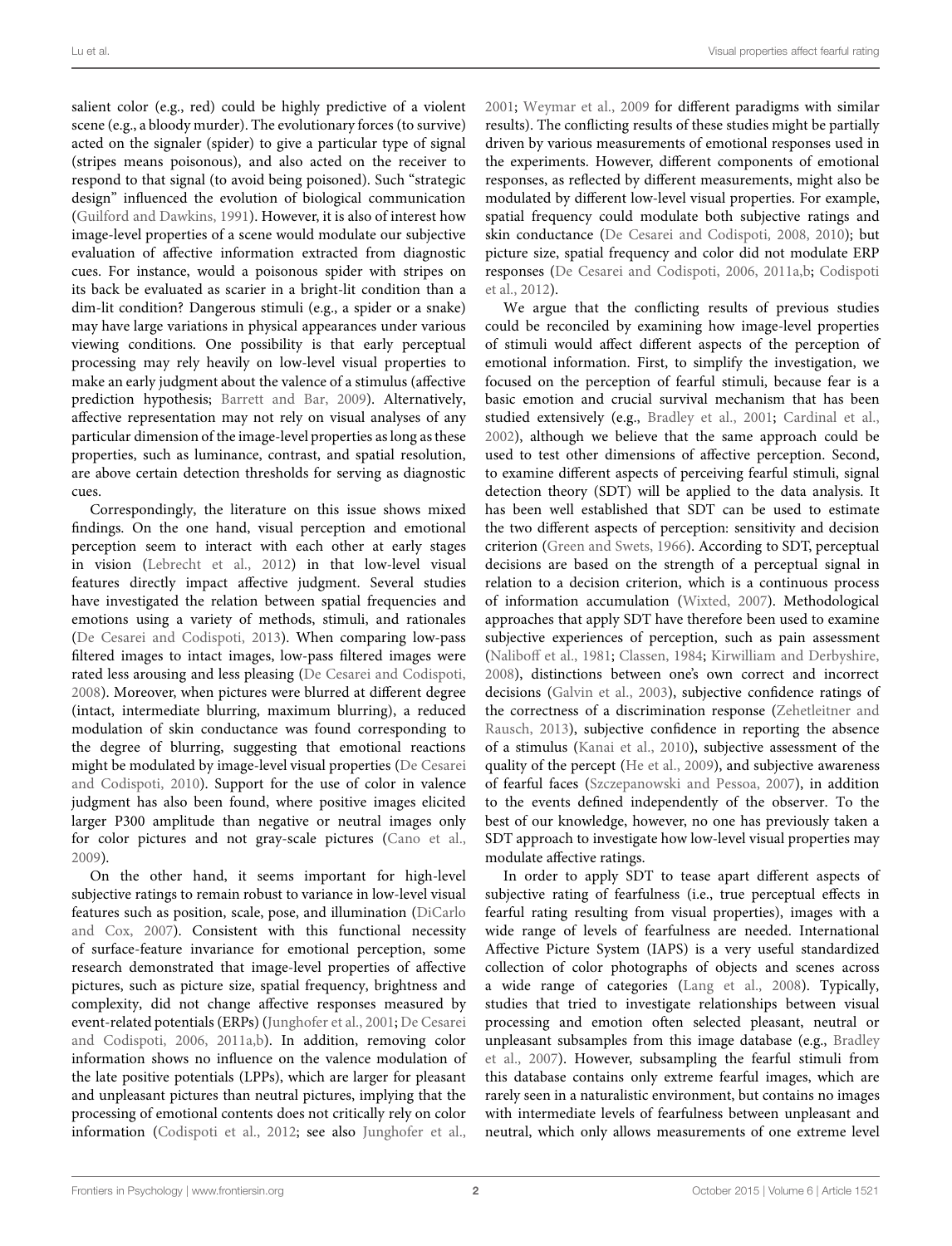salient color (e.g., red) could be highly predictive of a violent scene (e.g., a bloody murder). The evolutionary forces (to survive) acted on the signaler (spider) to give a particular type of signal (stripes means poisonous), and also acted on the receiver to respond to that signal (to avoid being poisoned). Such "strategic design" influenced the evolution of biological communication (Guilford and Dawkins, 1991). However, it is also of interest how image-level properties of a scene would modulate our subjective evaluation of affective information extracted from diagnostic cues. For instance, would a poisonous spider with stripes on its back be evaluated as scarier in a bright-lit condition than a dim-lit condition? Dangerous stimuli (e.g., a spider or a snake) may have large variations in physical appearances under various viewing conditions. One possibility is that early perceptual processing may rely heavily on low-level visual properties to make an early judgment about the valence of a stimulus (affective prediction hypothesis; Barrett and Bar, 2009). Alternatively, affective representation may not rely on visual analyses of any particular dimension of the image-level properties as long as these properties, such as luminance, contrast, and spatial resolution, are above certain detection thresholds for serving as diagnostic cues.

Correspondingly, the literature on this issue shows mixed findings. On the one hand, visual perception and emotional perception seem to interact with each other at early stages in vision (Lebrecht et al., 2012) in that low-level visual features directly impact affective judgment. Several studies have investigated the relation between spatial frequencies and emotions using a variety of methods, stimuli, and rationales (De Cesarei and Codispoti, 2013). When comparing low-pass filtered images to intact images, low-pass filtered images were rated less arousing and less pleasing (De Cesarei and Codispoti, 2008). Moreover, when pictures were blurred at different degree (intact, intermediate blurring, maximum blurring), a reduced modulation of skin conductance was found corresponding to the degree of blurring, suggesting that emotional reactions might be modulated by image-level visual properties (De Cesarei and Codispoti, 2010). Support for the use of color in valence judgment has also been found, where positive images elicited larger P300 amplitude than negative or neutral images only for color pictures and not gray-scale pictures (Cano et al., 2009).

On the other hand, it seems important for high-level subjective ratings to remain robust to variance in low-level visual features such as position, scale, pose, and illumination (DiCarlo and Cox, 2007). Consistent with this functional necessity of surface-feature invariance for emotional perception, some research demonstrated that image-level properties of affective pictures, such as picture size, spatial frequency, brightness and complexity, did not change affective responses measured by event-related potentials (ERPs) (Junghofer et al., 2001; De Cesarei and Codispoti, 2006, 2011a,b). In addition, removing color information shows no influence on the valence modulation of the late positive potentials (LPPs), which are larger for pleasant and unpleasant pictures than neutral pictures, implying that the processing of emotional contents does not critically rely on color information (Codispoti et al., 2012; see also Junghofer et al., 2001; Weymar et al., 2009 for different paradigms with similar results). The conflicting results of these studies might be partially driven by various measurements of emotional responses used in the experiments. However, different components of emotional responses, as reflected by different measurements, might also be modulated by different low-level visual properties. For example, spatial frequency could modulate both subjective ratings and skin conductance (De Cesarei and Codispoti, 2008, 2010); but picture size, spatial frequency and color did not modulate ERP responses (De Cesarei and Codispoti, 2006, 2011a,b; Codispoti et al., 2012).

We argue that the conflicting results of previous studies could be reconciled by examining how image-level properties of stimuli would affect different aspects of the perception of emotional information. First, to simplify the investigation, we focused on the perception of fearful stimuli, because fear is a basic emotion and crucial survival mechanism that has been studied extensively (e.g., Bradley et al., 2001; Cardinal et al., 2002), although we believe that the same approach could be used to test other dimensions of affective perception. Second, to examine different aspects of perceiving fearful stimuli, signal detection theory (SDT) will be applied to the data analysis. It has been well established that SDT can be used to estimate the two different aspects of perception: sensitivity and decision criterion (Green and Swets, 1966). According to SDT, perceptual decisions are based on the strength of a perceptual signal in relation to a decision criterion, which is a continuous process of information accumulation (Wixted, 2007). Methodological approaches that apply SDT have therefore been used to examine subjective experiences of perception, such as pain assessment (Naliboff et al., 1981; Classen, 1984; Kirwilliam and Derbyshire, 2008), distinctions between one's own correct and incorrect decisions (Galvin et al., 2003), subjective confidence ratings of the correctness of a discrimination response (Zehetleitner and Rausch, 2013), subjective confidence in reporting the absence of a stimulus (Kanai et al., 2010), subjective assessment of the quality of the percept (He et al., 2009), and subjective awareness of fearful faces (Szczepanowski and Pessoa, 2007), in addition to the events defined independently of the observer. To the best of our knowledge, however, no one has previously taken a SDT approach to investigate how low-level visual properties may modulate affective ratings.

In order to apply SDT to tease apart different aspects of subjective rating of fearfulness (i.e., true perceptual effects in fearful rating resulting from visual properties), images with a wide range of levels of fearfulness are needed. International Affective Picture System (IAPS) is a very useful standardized collection of color photographs of objects and scenes across a wide range of categories (Lang et al., 2008). Typically, studies that tried to investigate relationships between visual processing and emotion often selected pleasant, neutral or unpleasant subsamples from this image database (e.g., Bradley et al., 2007). However, subsampling the fearful stimuli from this database contains only extreme fearful images, which are rarely seen in a naturalistic environment, but contains no images with intermediate levels of fearfulness between unpleasant and neutral, which only allows measurements of one extreme level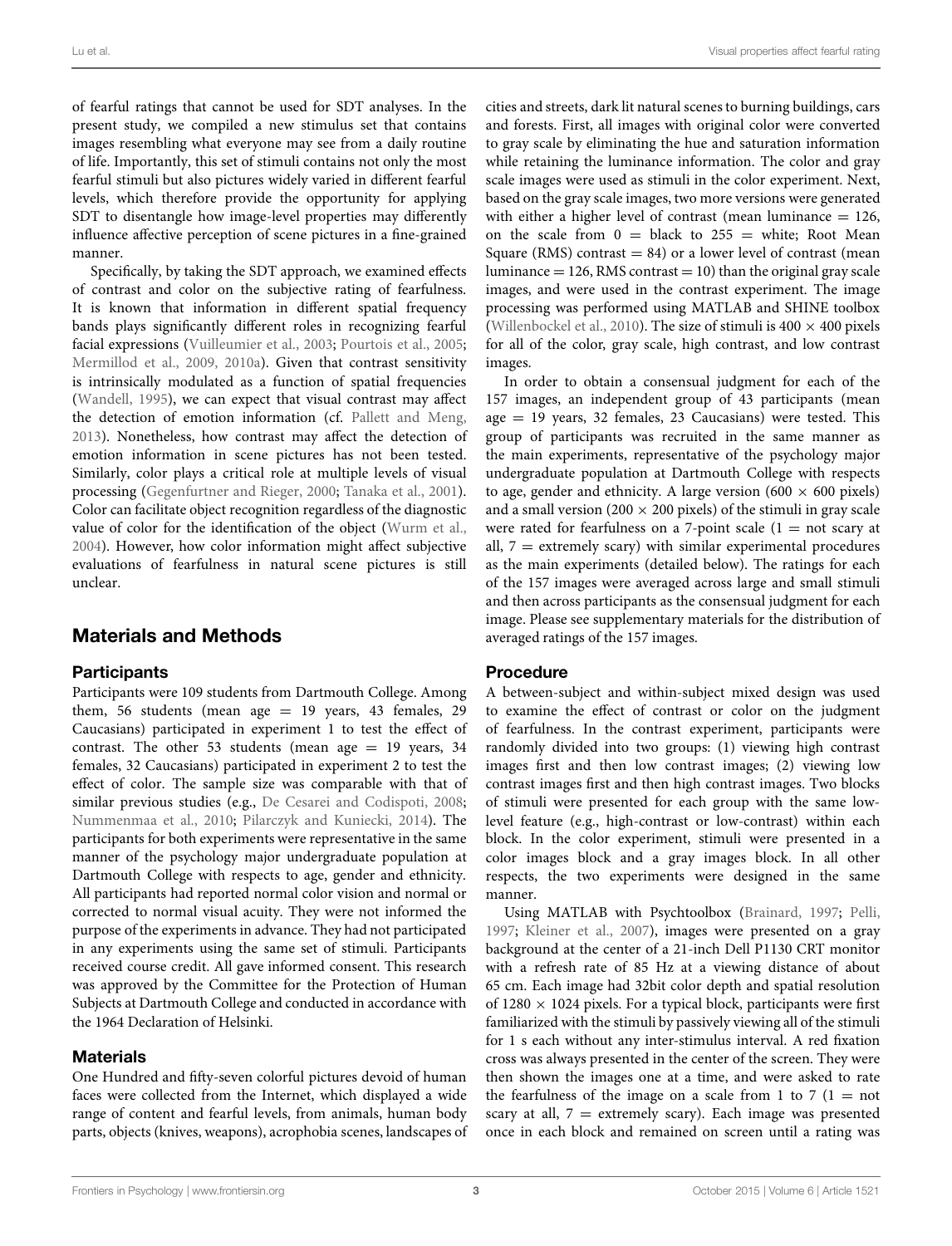of fearful ratings that cannot be used for SDT analyses. In the present study, we compiled a new stimulus set that contains images resembling what everyone may see from a daily routine of life. Importantly, this set of stimuli contains not only the most fearful stimuli but also pictures widely varied in different fearful levels, which therefore provide the opportunity for applying SDT to disentangle how image-level properties may differently influence affective perception of scene pictures in a fine-grained manner.

Specifically, by taking the SDT approach, we examined effects of contrast and color on the subjective rating of fearfulness. It is known that information in different spatial frequency bands plays significantly different roles in recognizing fearful facial expressions (Vuilleumier et al., 2003; Pourtois et al., 2005; Mermillod et al., 2009, 2010a). Given that contrast sensitivity is intrinsically modulated as a function of spatial frequencies (Wandell, 1995), we can expect that visual contrast may affect the detection of emotion information (cf. Pallett and Meng, 2013). Nonetheless, how contrast may affect the detection of emotion information in scene pictures has not been tested. Similarly, color plays a critical role at multiple levels of visual processing (Gegenfurtner and Rieger, 2000; Tanaka et al., 2001). Color can facilitate object recognition regardless of the diagnostic value of color for the identification of the object (Wurm et al., 2004). However, how color information might affect subjective evaluations of fearfulness in natural scene pictures is still unclear.

## Materials and Methods

### Participants

Participants were 109 students from Dartmouth College. Among them, 56 students (mean age = 19 years, 43 females, 29 Caucasians) participated in experiment 1 to test the effect of contrast. The other 53 students (mean age = 19 years, 34 females, 32 Caucasians) participated in experiment 2 to test the effect of color. The sample size was comparable with that of similar previous studies (e.g., De Cesarei and Codispoti, 2008; Nummenmaa et al., 2010; Pilarczyk and Kuniecki, 2014). The participants for both experiments were representative in the same manner of the psychology major undergraduate population at Dartmouth College with respects to age, gender and ethnicity. All participants had reported normal color vision and normal or corrected to normal visual acuity. They were not informed the purpose of the experiments in advance. They had not participated in any experiments using the same set of stimuli. Participants received course credit. All gave informed consent. This research was approved by the Committee for the Protection of Human Subjects at Dartmouth College and conducted in accordance with the 1964 Declaration of Helsinki.

### Materials

One Hundred and fifty-seven colorful pictures devoid of human faces were collected from the Internet, which displayed a wide range of content and fearful levels, from animals, human body parts, objects (knives, weapons), acrophobia scenes, landscapes of cities and streets, dark lit natural scenes to burning buildings, cars and forests. First, all images with original color were converted to gray scale by eliminating the hue and saturation information while retaining the luminance information. The color and gray scale images were used as stimuli in the color experiment. Next, based on the gray scale images, two more versions were generated with either a higher level of contrast (mean luminance = 126, on the scale from 0 = black to 255 = white; Root Mean Square (RMS) contrast = 84) or a lower level of contrast (mean luminance = 126, RMS contrast = 10) than the original gray scale images, and were used in the contrast experiment. The image processing was performed using MATLAB and SHINE toolbox (Willenbockel et al., 2010). The size of stimuli is 400 × 400 pixels for all of the color, gray scale, high contrast, and low contrast images.

In order to obtain a consensual judgment for each of the 157 images, an independent group of 43 participants (mean age = 19 years, 32 females, 23 Caucasians) were tested. This group of participants was recruited in the same manner as the main experiments, representative of the psychology major undergraduate population at Dartmouth College with respects to age, gender and ethnicity. A large version (600 × 600 pixels) and a small version (200 × 200 pixels) of the stimuli in gray scale were rated for fearfulness on a 7-point scale (1 = not scary at all, 7 = extremely scary) with similar experimental procedures as the main experiments (detailed below). The ratings for each of the 157 images were averaged across large and small stimuli and then across participants as the consensual judgment for each image. Please see supplementary materials for the distribution of averaged ratings of the 157 images.

### Procedure

A between-subject and within-subject mixed design was used to examine the effect of contrast or color on the judgment of fearfulness. In the contrast experiment, participants were randomly divided into two groups: (1) viewing high contrast images first and then low contrast images; (2) viewing low contrast images first and then high contrast images. Two blocks of stimuli were presented for each group with the same low-level feature (e.g., high-contrast or low-contrast) within each block. In the color experiment, stimuli were presented in a color images block and a gray images block. In all other respects, the two experiments were designed in the same manner.

Using MATLAB with Psychtoolbox (Brainard, 1997; Pelli, 1997; Kleiner et al., 2007), images were presented on a gray background at the center of a 21-inch Dell P1130 CRT monitor with a refresh rate of 85 Hz at a viewing distance of about 65 cm. Each image had 32bit color depth and spatial resolution of 1280 × 1024 pixels. For a typical block, participants were first familiarized with the stimuli by passively viewing all of the stimuli for 1 s each without any inter-stimulus interval. A red fixation cross was always presented in the center of the screen. They were then shown the images one at a time, and were asked to rate the fearfulness of the image on a scale from 1 to 7 (1 = not scary at all, 7 = extremely scary). Each image was presented once in each block and remained on screen until a rating was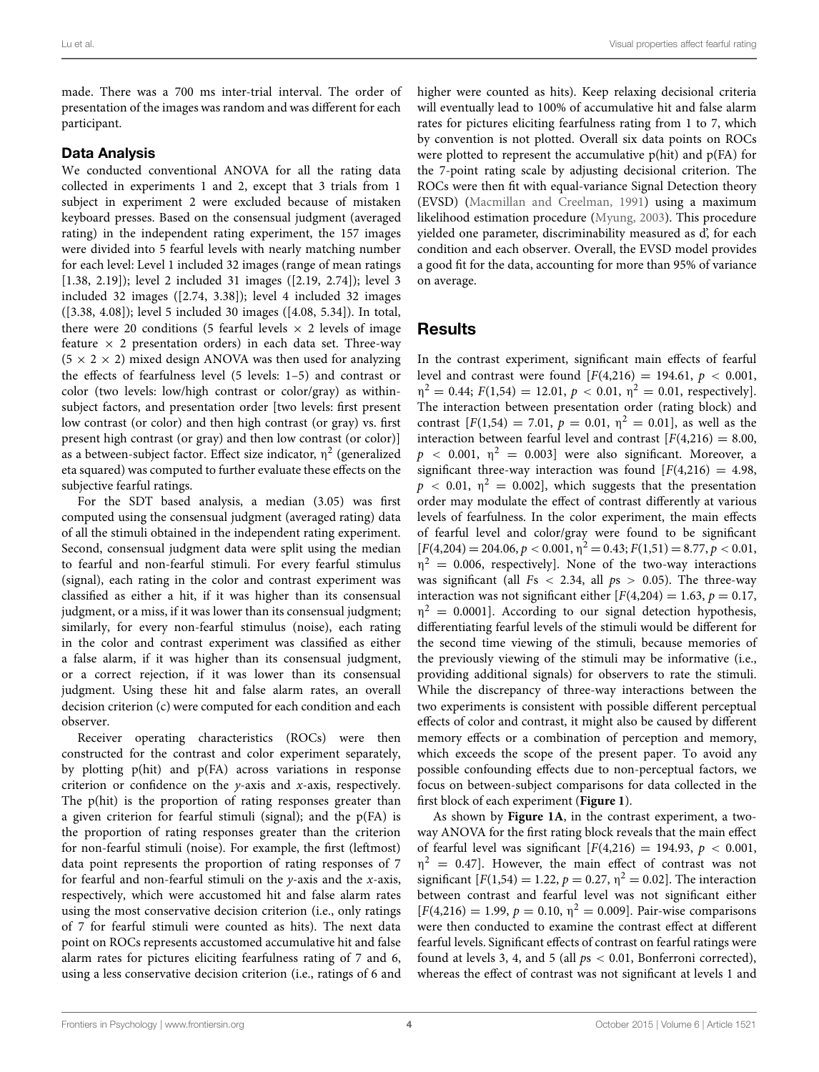made. There was a 700 ms inter-trial interval. The order of presentation of the images was random and was different for each participant.

### Data Analysis

We conducted conventional ANOVA for all the rating data collected in experiments 1 and 2, except that 3 trials from 1 subject in experiment 2 were excluded because of mistaken keyboard presses. Based on the consensual judgment (averaged rating) in the independent rating experiment, the 157 images were divided into 5 fearful levels with nearly matching number for each level: Level 1 included 32 images (range of mean ratings [1.38, 2.19]); level 2 included 31 images ([2.19, 2.74]); level 3 included 32 images ([2.74, 3.38]); level 4 included 32 images ([3.38, 4.08]); level 5 included 30 images ([4.08, 5.34]). In total, there were 20 conditions (5 fearful levels × 2 levels of image feature × 2 presentation orders) in each data set. Three-way (5 × 2 × 2) mixed design ANOVA was then used for analyzing the effects of fearfulness level (5 levels: 1–5) and contrast or color (two levels: low/high contrast or color/gray) as within-subject factors, and presentation order [two levels: first present low contrast (or color) and then high contrast (or gray) vs. first present high contrast (or gray) and then low contrast (or color)] as a between-subject factor. Effect size indicator, $\eta^2$ (generalized eta squared) was computed to further evaluate these effects on the subjective fearful ratings.

For the SDT based analysis, a median (3.05) was first computed using the consensual judgment (averaged rating) data of all the stimuli obtained in the independent rating experiment. Second, consensual judgment data were split using the median to fearful and non-fearful stimuli. For every fearful stimulus (signal), each rating in the color and contrast experiment was classified as either a hit, if it was higher than its consensual judgment, or a miss, if it was lower than its consensual judgment; similarly, for every non-fearful stimulus (noise), each rating in the color and contrast experiment was classified as either a false alarm, if it was higher than its consensual judgment, or a correct rejection, if it was lower than its consensual judgment. Using these hit and false alarm rates, an overall decision criterion (c) were computed for each condition and each observer.

Receiver operating characteristics (ROCs) were then constructed for the contrast and color experiment separately, by plotting p(hit) and p(FA) across variations in response criterion or confidence on the *y*-axis and *x*-axis, respectively. The p(hit) is the proportion of rating responses greater than a given criterion for fearful stimuli (signal); and the p(FA) is the proportion of rating responses greater than the criterion for non-fearful stimuli (noise). For example, the first (leftmost) data point represents the proportion of rating responses of 7 for fearful and non-fearful stimuli on the *y*-axis and the *x*-axis, respectively, which were accustomed hit and false alarm rates using the most conservative decision criterion (i.e., only ratings of 7 for fearful stimuli were counted as hits). The next data point on ROCs represents accustomed accumulative hit and false alarm rates for pictures eliciting fearfulness rating of 7 and 6, using a less conservative decision criterion (i.e., ratings of 6 and higher were counted as hits). Keep relaxing decisional criteria will eventually lead to 100% of accumulative hit and false alarm rates for pictures eliciting fearfulness rating from 1 to 7, which by convention is not plotted. Overall six data points on ROCs were plotted to represent the accumulative p(hit) and p(FA) for the 7-point rating scale by adjusting decisional criterion. The ROCs were then fit with equal-variance Signal Detection theory (EVSD) (Macmillan and Creelman, 1991) using a maximum likelihood estimation procedure (Myung, 2003). This procedure yielded one parameter, discriminability measured as d', for each condition and each observer. Overall, the EVSD model provides a good fit for the data, accounting for more than 95% of variance on average.

## Results

In the contrast experiment, significant main effects of fearful level and contrast were found [$F(4,216) = 194.61$, $p < 0.001$, $\eta^2 = 0.44$; $F(1,54) = 12.01$, $p < 0.01$, $\eta^2 = 0.01$, respectively]. The interaction between presentation order (rating block) and contrast [$F(1,54) = 7.01$, $p = 0.01$, $\eta^2 = 0.01$], as well as the interaction between fearful level and contrast [$F(4,216) = 8.00$, $p < 0.001$, $\eta^2 = 0.003$] were also significant. Moreover, a significant three-way interaction was found [$F(4,216) = 4.98$, $p < 0.01$, $\eta^2 = 0.002$], which suggests that the presentation order may modulate the effect of contrast differently at various levels of fearfulness. In the color experiment, the main effects of fearful level and color/gray were found to be significant [$F(4,204) = 204.06$, $p < 0.001$, $\eta^2 = 0.43$; $F(1,51) = 8.77$, $p < 0.01$, $\eta^2 = 0.006$, respectively]. None of the two-way interactions was significant (all $Fs < 2.34$, all $ps > 0.05$). The three-way interaction was not significant either [$F(4,204) = 1.63$, $p = 0.17$, $\eta^2 = 0.0001$]. According to our signal detection hypothesis, differentiating fearful levels of the stimuli would be different for the second time viewing of the stimuli, because memories of the previously viewing of the stimuli may be informative (i.e., providing additional signals) for observers to rate the stimuli. While the discrepancy of three-way interactions between the two experiments is consistent with possible different perceptual effects of color and contrast, it might also be caused by different memory effects or a combination of perception and memory, which exceeds the scope of the present paper. To avoid any possible confounding effects due to non-perceptual factors, we focus on between-subject comparisons for data collected in the first block of each experiment (**Figure 1**).

As shown by **Figure 1A**, in the contrast experiment, a two-way ANOVA for the first rating block reveals that the main effect of fearful level was significant [$F(4,216) = 194.93$, $p < 0.001$, $\eta^2 = 0.47$]. However, the main effect of contrast was not significant [$F(1,54) = 1.22$, $p = 0.27$, $\eta^2 = 0.02$]. The interaction between contrast and fearful level was not significant either [$F(4,216) = 1.99$, $p = 0.10$, $\eta^2 = 0.009$]. Pair-wise comparisons were then conducted to examine the contrast effect at different fearful levels. Significant effects of contrast on fearful ratings were found at levels 3, 4, and 5 (all $ps < 0.01$, Bonferroni corrected), whereas the effect of contrast was not significant at levels 1 and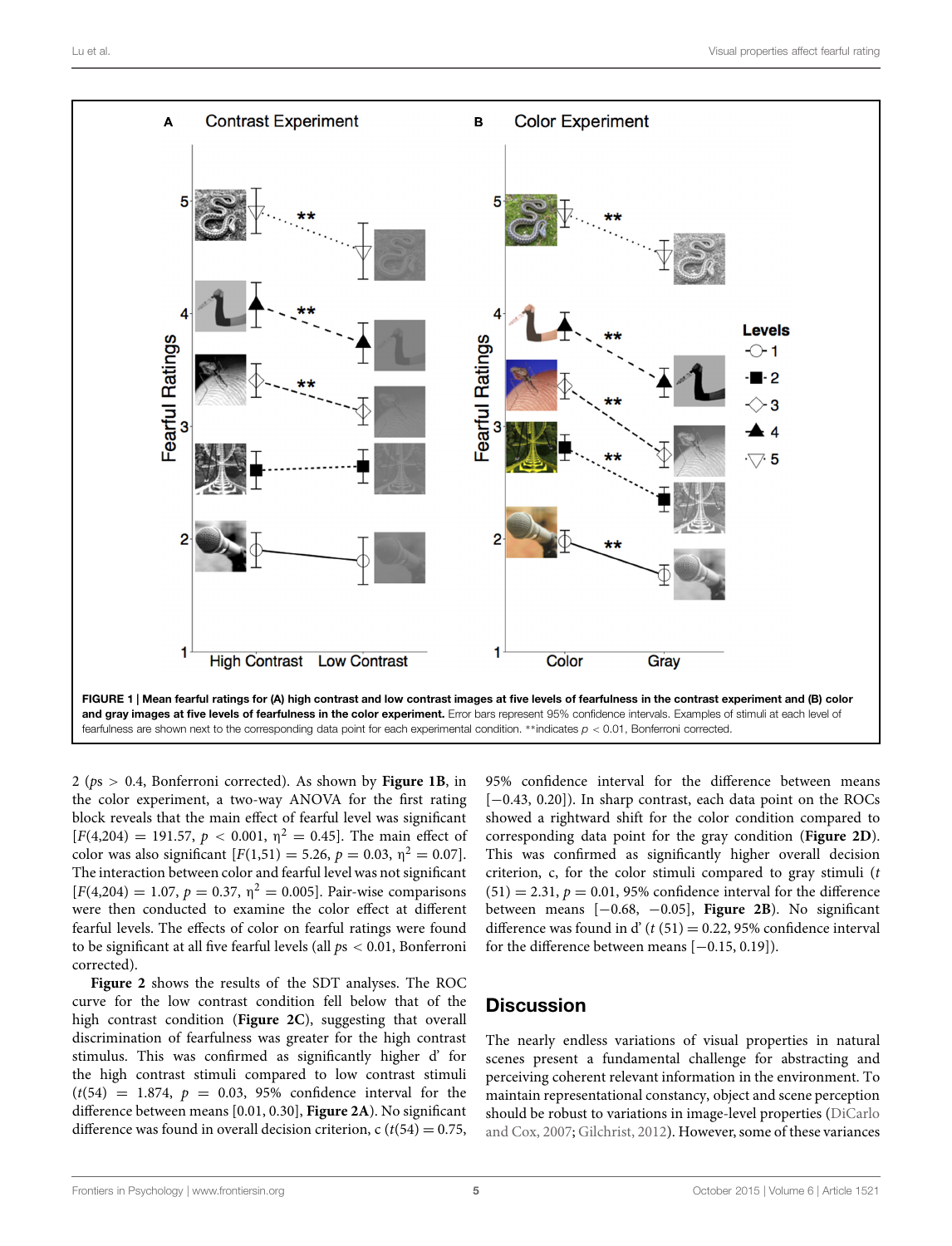**FIGURE 1 | Mean fearful ratings for (A) high contrast and low contrast images at five levels of fearfulness in the contrast experiment and (B) color and gray images at five levels of fearfulness in the color experiment.** Error bars represent 95% confidence intervals. Examples of stimuli at each level of fearfulness are shown next to the corresponding data point for each experimental condition. **indicates $p < 0.01$, Bonferroni corrected.

2 ($ps > 0.4$, Bonferroni corrected). As shown by **Figure 1B**, in the color experiment, a two-way ANOVA for the first rating block reveals that the main effect of fearful level was significant [$F(4,204) = 191.57$, $p < 0.001$, $\eta^2 = 0.45$]. The main effect of color was also significant [$F(1,51) = 5.26$, $p = 0.03$, $\eta^2 = 0.07$]. The interaction between color and fearful level was not significant [$F(4,204) = 1.07$, $p = 0.37$, $\eta^2 = 0.005$]. Pair-wise comparisons were then conducted to examine the color effect at different fearful levels. The effects of color on fearful ratings were found to be significant at all five fearful levels (all $ps < 0.01$, Bonferroni corrected).

**Figure 2** shows the results of the SDT analyses. The ROC curve for the low contrast condition fell below that of the high contrast condition (**Figure 2C**), suggesting that overall discrimination of fearfulness was greater for the high contrast stimulus. This was confirmed as significantly higher d' for the high contrast stimuli compared to low contrast stimuli ($t(54) = 1.874$, $p = 0.03$, 95% confidence interval for the difference between means [0.01, 0.30], **Figure 2A**). No significant difference was found in overall decision criterion, c ($t(54) = 0.75$, 95% confidence interval for the difference between means [−0.43, 0.20]). In sharp contrast, each data point on the ROCs showed a rightward shift for the color condition compared to corresponding data point for the gray condition (**Figure 2D**). This was confirmed as significantly higher overall decision criterion, c, for the color stimuli compared to gray stimuli ($t(51) = 2.31$, $p = 0.01$, 95% confidence interval for the difference between means [−0.68, −0.05], **Figure 2B**). No significant difference was found in d' ($t(51) = 0.22$, 95% confidence interval for the difference between means [−0.15, 0.19]).

## Discussion

The nearly endless variations of visual properties in natural scenes present a fundamental challenge for abstracting and perceiving coherent relevant information in the environment. To maintain representational constancy, object and scene perception should be robust to variations in image-level properties (DiCarlo and Cox, 2007; Gilchrist, 2012). However, some of these variances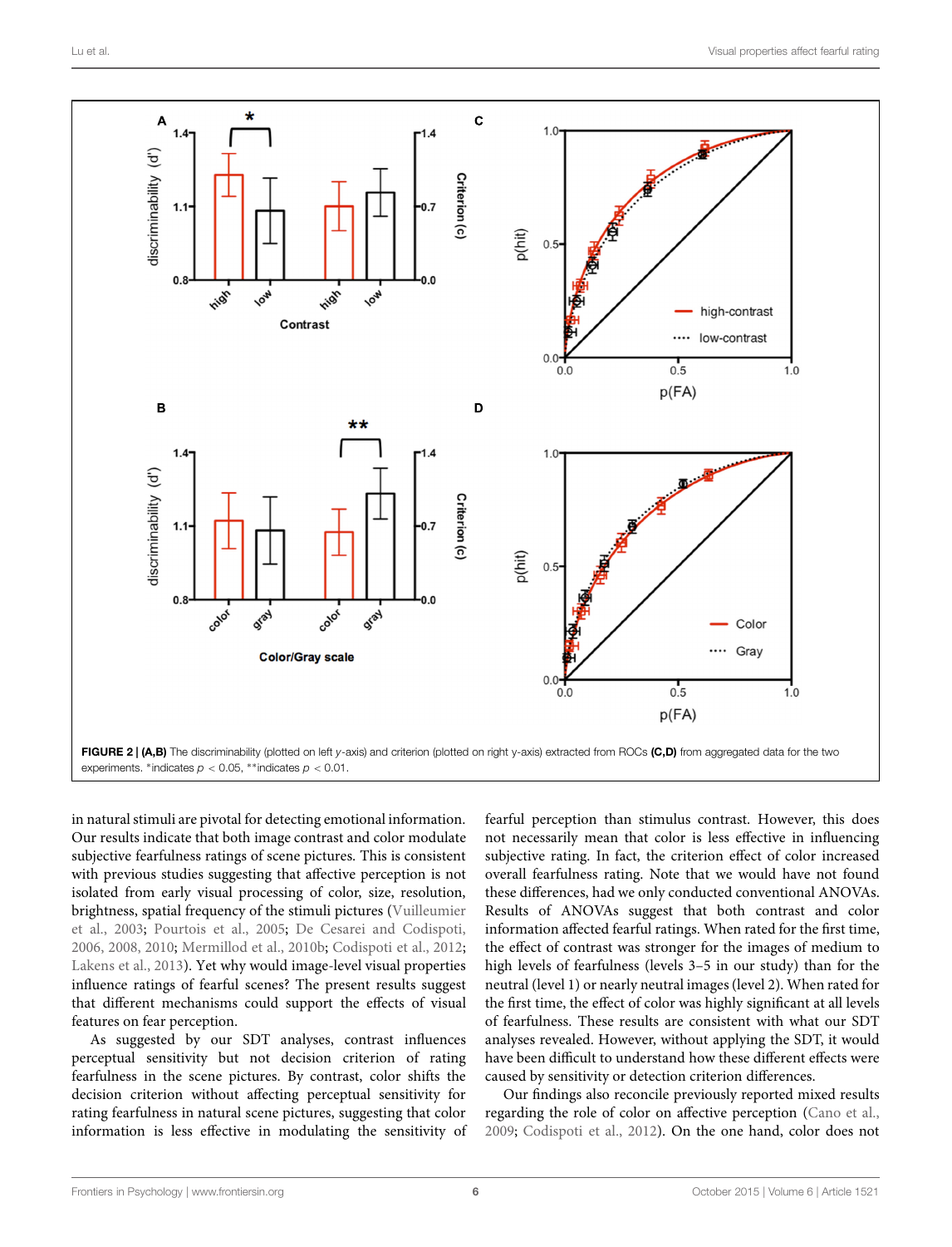FIGURE 2 | (A,B) The discriminability (plotted on left *y*-axis) and criterion (plotted on right y-axis) extracted from ROCs **(C,D)** from aggregated data for the two experiments. *indicates $p < 0.05$, **indicates $p < 0.01$.

in natural stimuli are pivotal for detecting emotional information. Our results indicate that both image contrast and color modulate subjective fearfulness ratings of scene pictures. This is consistent with previous studies suggesting that affective perception is not isolated from early visual processing of color, size, resolution, brightness, spatial frequency of the stimuli pictures (Vuilleumier et al., 2003; Pourtois et al., 2005; De Cesarei and Codispoti, 2006, 2008, 2010; Mermillod et al., 2010b; Codispoti et al., 2012; Lakens et al., 2013). Yet why would image-level visual properties influence ratings of fearful scenes? The present results suggest that different mechanisms could support the effects of visual features on fear perception.

As suggested by our SDT analyses, contrast influences perceptual sensitivity but not decision criterion of rating fearfulness in the scene pictures. By contrast, color shifts the decision criterion without affecting perceptual sensitivity for rating fearfulness in natural scene pictures, suggesting that color information is less effective in modulating the sensitivity of fearful perception than stimulus contrast. However, this does not necessarily mean that color is less effective in influencing subjective rating. In fact, the criterion effect of color increased overall fearfulness rating. Note that we would have not found these differences, had we only conducted conventional ANOVAs. Results of ANOVAs suggest that both contrast and color information affected fearful ratings. When rated for the first time, the effect of contrast was stronger for the images of medium to high levels of fearfulness (levels 3–5 in our study) than for the neutral (level 1) or nearly neutral images (level 2). When rated for the first time, the effect of color was highly significant at all levels of fearfulness. These results are consistent with what our SDT analyses revealed. However, without applying the SDT, it would have been difficult to understand how these different effects were caused by sensitivity or detection criterion differences.

Our findings also reconcile previously reported mixed results regarding the role of color on affective perception (Cano et al., 2009; Codispoti et al., 2012). On the one hand, color does not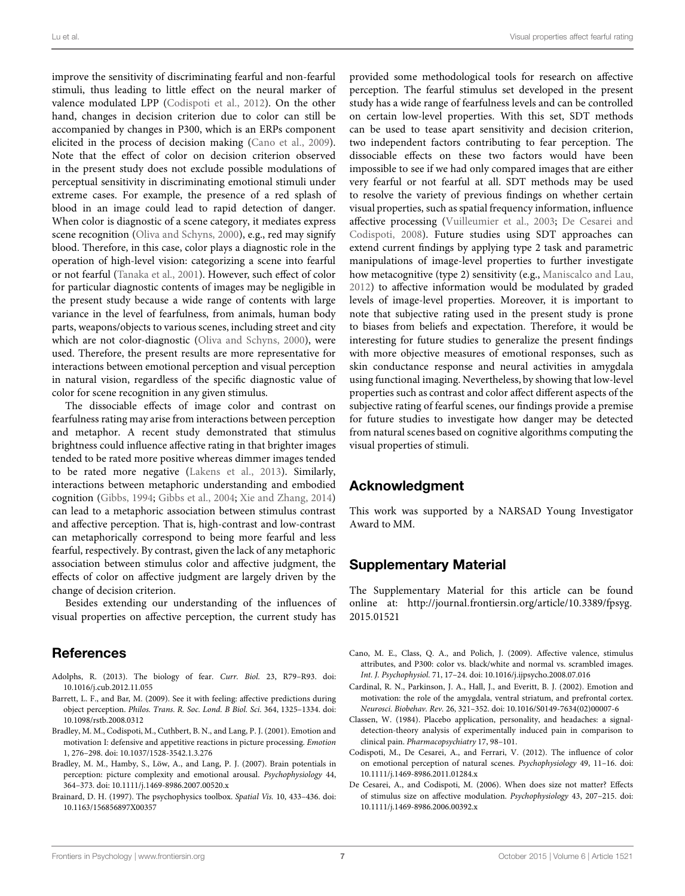improve the sensitivity of discriminating fearful and non-fearful stimuli, thus leading to little effect on the neural marker of valence modulated LPP (Codispoti et al., 2012). On the other hand, changes in decision criterion due to color can still be accompanied by changes in P300, which is an ERPs component elicited in the process of decision making (Cano et al., 2009). Note that the effect of color on decision criterion observed in the present study does not exclude possible modulations of perceptual sensitivity in discriminating emotional stimuli under extreme cases. For example, the presence of a red splash of blood in an image could lead to rapid detection of danger. When color is diagnostic of a scene category, it mediates express scene recognition (Oliva and Schyns, 2000), e.g., red may signify blood. Therefore, in this case, color plays a diagnostic role in the operation of high-level vision: categorizing a scene into fearful or not fearful (Tanaka et al., 2001). However, such effect of color for particular diagnostic contents of images may be negligible in the present study because a wide range of contents with large variance in the level of fearfulness, from animals, human body parts, weapons/objects to various scenes, including street and city which are not color-diagnostic (Oliva and Schyns, 2000), were used. Therefore, the present results are more representative for interactions between emotional perception and visual perception in natural vision, regardless of the specific diagnostic value of color for scene recognition in any given stimulus.

The dissociable effects of image color and contrast on fearfulness rating may arise from interactions between perception and metaphor. A recent study demonstrated that stimulus brightness could influence affective rating in that brighter images tended to be rated more positive whereas dimmer images tended to be rated more negative (Lakens et al., 2013). Similarly, interactions between metaphoric understanding and embodied cognition (Gibbs, 1994; Gibbs et al., 2004; Xie and Zhang, 2014) can lead to a metaphoric association between stimulus contrast and affective perception. That is, high-contrast and low-contrast can metaphorically correspond to being more fearful and less fearful, respectively. By contrast, given the lack of any metaphoric association between stimulus color and affective judgment, the effects of color on affective judgment are largely driven by the change of decision criterion.

Besides extending our understanding of the influences of visual properties on affective perception, the current study has provided some methodological tools for research on affective perception. The fearful stimulus set developed in the present study has a wide range of fearfulness levels and can be controlled on certain low-level properties. With this set, SDT methods can be used to tease apart sensitivity and decision criterion, two independent factors contributing to fear perception. The dissociable effects on these two factors would have been impossible to see if we had only compared images that are either very fearful or not fearful at all. SDT methods may be used to resolve the variety of previous findings on whether certain visual properties, such as spatial frequency information, influence affective processing (Vuilleumier et al., 2003; De Cesarei and Codispoti, 2008). Future studies using SDT approaches can extend current findings by applying type 2 task and parametric manipulations of image-level properties to further investigate how metacognitive (type 2) sensitivity (e.g., Maniscalco and Lau, 2012) to affective information would be modulated by graded levels of image-level properties. Moreover, it is important to note that subjective rating used in the present study is prone to biases from beliefs and expectation. Therefore, it would be interesting for future studies to generalize the present findings with more objective measures of emotional responses, such as skin conductance response and neural activities in amygdala using functional imaging. Nevertheless, by showing that low-level properties such as contrast and color affect different aspects of the subjective rating of fearful scenes, our findings provide a premise for future studies to investigate how danger may be detected from natural scenes based on cognitive algorithms computing the visual properties of stimuli.

## Acknowledgment

This work was supported by a NARSAD Young Investigator Award to MM.

## Supplementary Material

The Supplementary Material for this article can be found online at: http://journal.frontiersin.org/article/10.3389/fpsyg.2015.01521

## References

Adolphs, R. (2013). The biology of fear. *Curr. Biol.* 23, R79–R93. doi: 10.1016/j.cub.2012.11.055

Barrett, L. F., and Bar, M. (2009). See it with feeling: affective predictions during object perception. *Philos. Trans. R. Soc. Lond. B Biol. Sci.* 364, 1325–1334. doi: 10.1098/rstb.2008.0312

Bradley, M. M., Codispoti, M., Cuthbert, B. N., and Lang, P. J. (2001). Emotion and motivation I: defensive and appetitive reactions in picture processing. *Emotion* 1, 276–298. doi: 10.1037/1528-3542.1.3.276

Bradley, M. M., Hamby, S., Löw, A., and Lang, P. J. (2007). Brain potentials in perception: picture complexity and emotional arousal. *Psychophysiology* 44, 364–373. doi: 10.1111/j.1469-8986.2007.00520.x

Brainard, D. H. (1997). The psychophysics toolbox. *Spatial Vis.* 10, 433–436. doi: 10.1163/156856897X00357

Cano, M. E., Class, Q. A., and Polich, J. (2009). Affective valence, stimulus attributes, and P300: color vs. black/white and normal vs. scrambled images. *Int. J. Psychophysiol.* 71, 17–24. doi: 10.1016/j.ijpsycho.2008.07.016

Cardinal, R. N., Parkinson, J. A., Hall, J., and Everitt, B. J. (2002). Emotion and motivation: the role of the amygdala, ventral striatum, and prefrontal cortex. *Neurosci. Biobehav. Rev.* 26, 321–352. doi: 10.1016/S0149-7634(02)00007-6

Classen, W. (1984). Placebo application, personality, and headaches: a signal-detection-theory analysis of experimentally induced pain in comparison to clinical pain. *Pharmacopsychiatry* 17, 98–101.

Codispoti, M., De Cesarei, A., and Ferrari, V. (2012). The influence of color on emotional perception of natural scenes. *Psychophysiology* 49, 11–16. doi: 10.1111/j.1469-8986.2011.01284.x

De Cesarei, A., and Codispoti, M. (2006). When does size not matter? Effects of stimulus size on affective modulation. *Psychophysiology* 43, 207–215. doi: 10.1111/j.1469-8986.2006.00392.x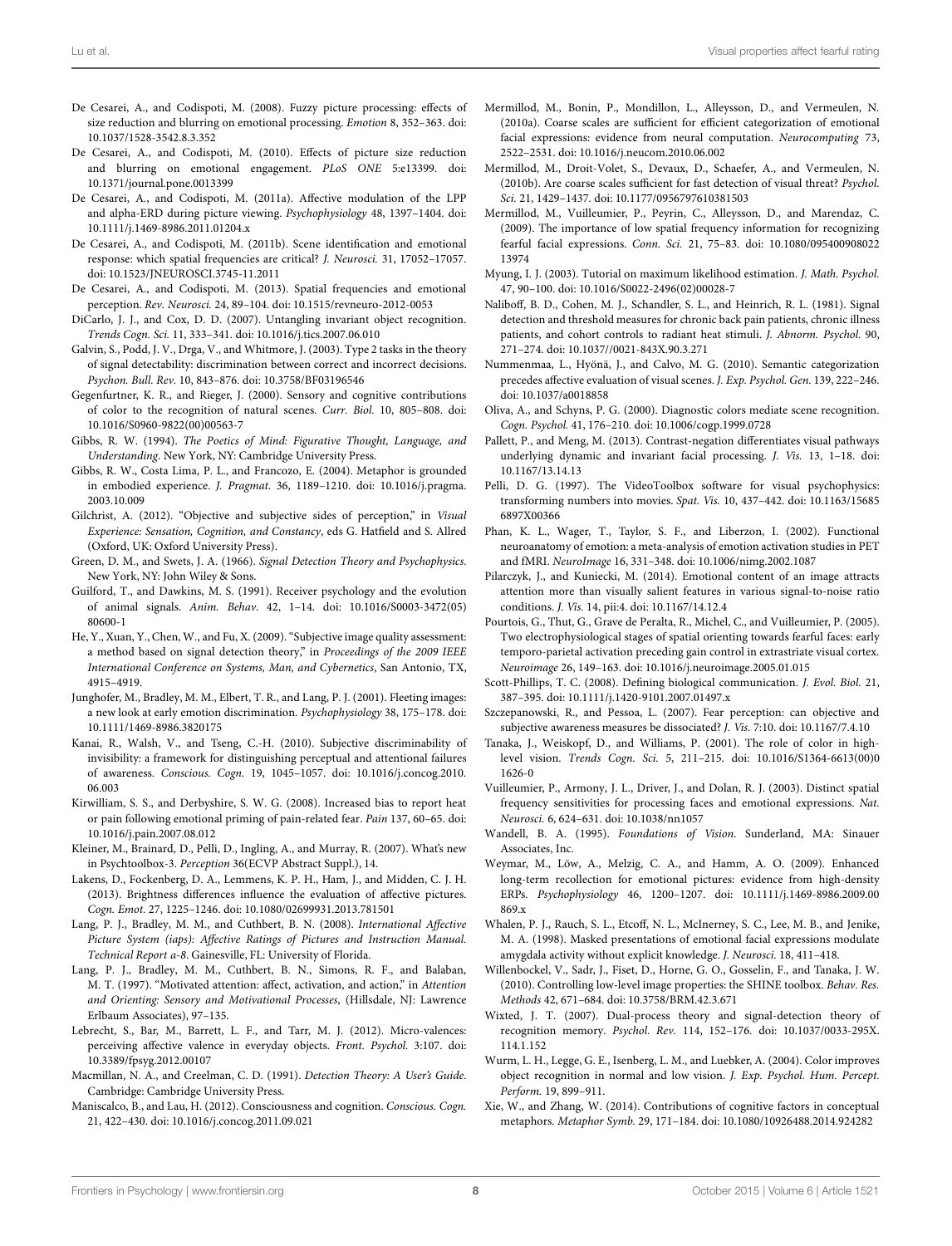De Cesarei, A., and Codispoti, M. (2008). Fuzzy picture processing: effects of size reduction and blurring on emotional processing. *Emotion* 8, 352–363. doi: 10.1037/1528-3542.8.3.352

De Cesarei, A., and Codispoti, M. (2010). Effects of picture size reduction and blurring on emotional engagement. *PLoS ONE* 5:e13399. doi: 10.1371/journal.pone.0013399

De Cesarei, A., and Codispoti, M. (2011a). Affective modulation of the LPP and alpha-ERD during picture viewing. *Psychophysiology* 48, 1397–1404. doi: 10.1111/j.1469-8986.2011.01204.x

De Cesarei, A., and Codispoti, M. (2011b). Scene identification and emotional response: which spatial frequencies are critical? *J. Neurosci.* 31, 17052–17057. doi: 10.1523/JNEUROSCI.3745-11.2011

De Cesarei, A., and Codispoti, M. (2013). Spatial frequencies and emotional perception. *Rev. Neurosci.* 24, 89–104. doi: 10.1515/revneuro-2012-0053

DiCarlo, J. J., and Cox, D. D. (2007). Untangling invariant object recognition. *Trends Cogn. Sci.* 11, 333–341. doi: 10.1016/j.tics.2007.06.010

Galvin, S., Podd, J. V., Drga, V., and Whitmore, J. (2003). Type 2 tasks in the theory of signal detectability: discrimination between correct and incorrect decisions. *Psychon. Bull. Rev.* 10, 843–876. doi: 10.3758/BF03196546

Gegenfurtner, K. R., and Rieger, J. (2000). Sensory and cognitive contributions of color to the recognition of natural scenes. *Curr. Biol.* 10, 805–808. doi: 10.1016/S0960-9822(00)00563-7

Gibbs, R. W. (1994). *The Poetics of Mind: Figurative Thought, Language, and Understanding*. New York, NY: Cambridge University Press.

Gibbs, R. W., Costa Lima, P. L., and Francozo, E. (2004). Metaphor is grounded in embodied experience. *J. Pragmat.* 36, 1189–1210. doi: 10.1016/j.pragma.2003.10.009

Gilchrist, A. (2012). "Objective and subjective sides of perception," in *Visual Experience: Sensation, Cognition, and Constancy*, eds G. Hatfield and S. Allred (Oxford, UK: Oxford University Press).

Green, D. M., and Swets, J. A. (1966). *Signal Detection Theory and Psychophysics*. New York, NY: John Wiley & Sons.

Guilford, T., and Dawkins, M. S. (1991). Receiver psychology and the evolution of animal signals. *Anim. Behav.* 42, 1–14. doi: 10.1016/S0003-3472(05)80600-1

He, Y., Xuan, Y., Chen, W., and Fu, X. (2009). "Subjective image quality assessment: a method based on signal detection theory," in *Proceedings of the 2009 IEEE International Conference on Systems, Man, and Cybernetics*, San Antonio, TX, 4915–4919.

Junghofer, M., Bradley, M. M., Elbert, T. R., and Lang, P. J. (2001). Fleeting images: a new look at early emotion discrimination. *Psychophysiology* 38, 175–178. doi: 10.1111/1469-8986.3820175

Kanai, R., Walsh, V., and Tseng, C.-H. (2010). Subjective discriminability of invisibility: a framework for distinguishing perceptual and attentional failures of awareness. *Conscious. Cogn.* 19, 1045–1057. doi: 10.1016/j.concog.2010.06.003

Kirwilliam, S. S., and Derbyshire, S. W. G. (2008). Increased bias to report heat or pain following emotional priming of pain-related fear. *Pain* 137, 60–65. doi: 10.1016/j.pain.2007.08.012

Kleiner, M., Brainard, D., Pelli, D., Ingling, A., and Murray, R. (2007). What's new in Psychtoolbox-3. *Perception* 36(ECVP Abstract Suppl.), 14.

Lakens, D., Fockenberg, D. A., Lemmens, K. P. H., Ham, J., and Midden, C. J. H. (2013). Brightness differences influence the evaluation of affective pictures. *Cogn. Emot.* 27, 1225–1246. doi: 10.1080/02699931.2013.781501

Lang, P. J., Bradley, M. M., and Cuthbert, B. N. (2008). *International Affective Picture System (iaps): Affective Ratings of Pictures and Instruction Manual. Technical Report a-8*. Gainesville, FL: University of Florida.

Lang, P. J., Bradley, M. M., Cuthbert, B. N., Simons, R. F., and Balaban, M. T. (1997). "Motivated attention: affect, activation, and action," in *Attention and Orienting: Sensory and Motivational Processes*, (Hillsdale, NJ: Lawrence Erlbaum Associates), 97–135.

Lebrecht, S., Bar, M., Barrett, L. F., and Tarr, M. J. (2012). Micro-valences: perceiving affective valence in everyday objects. *Front. Psychol.* 3:107. doi: 10.3389/fpsyg.2012.00107

Macmillan, N. A., and Creelman, C. D. (1991). *Detection Theory: A User's Guide*. Cambridge: Cambridge University Press.

Maniscalco, B., and Lau, H. (2012). Consciousness and cognition. *Conscious. Cogn.* 21, 422–430. doi: 10.1016/j.concog.2011.09.021

Mermillod, M., Bonin, P., Mondillon, L., Alleysson, D., and Vermeulen, N. (2010a). Coarse scales are sufficient for efficient categorization of emotional facial expressions: evidence from neural computation. *Neurocomputing* 73, 2522–2531. doi: 10.1016/j.neucom.2010.06.002

Mermillod, M., Droit-Volet, S., Devaux, D., Schaefer, A., and Vermeulen, N. (2010b). Are coarse scales sufficient for fast detection of visual threat? *Psychol. Sci.* 21, 1429–1437. doi: 10.1177/0956797610381503

Mermillod, M., Vuilleumier, P., Peyrin, C., Alleysson, D., and Marendaz, C. (2009). The importance of low spatial frequency information for recognizing fearful facial expressions. *Conn. Sci.* 21, 75–83. doi: 10.1080/09540090802213974

Myung, I. J. (2003). Tutorial on maximum likelihood estimation. *J. Math. Psychol.* 47, 90–100. doi: 10.1016/S0022-2496(02)00028-7

Naliboff, B. D., Cohen, M. J., Schandler, S. L., and Heinrich, R. L. (1981). Signal detection and threshold measures for chronic back pain patients, chronic illness patients, and cohort controls to radiant heat stimuli. *J. Abnorm. Psychol.* 90, 271–274. doi: 10.1037//0021-843X.90.3.271

Nummenmaa, L., Hyönä, J., and Calvo, M. G. (2010). Semantic categorization precedes affective evaluation of visual scenes. *J. Exp. Psychol. Gen.* 139, 222–246. doi: 10.1037/a0018858

Oliva, A., and Schyns, P. G. (2000). Diagnostic colors mediate scene recognition. *Cogn. Psychol.* 41, 176–210. doi: 10.1006/cogp.1999.0728

Pallett, P., and Meng, M. (2013). Contrast-negation differentiates visual pathways underlying dynamic and invariant facial processing. *J. Vis.* 13, 1–18. doi: 10.1167/13.14.13

Pelli, D. G. (1997). The VideoToolbox software for visual psychophysics: transforming numbers into movies. *Spat. Vis.* 10, 437–442. doi: 10.1163/156856897X00366

Phan, K. L., Wager, T., Taylor, S. F., and Liberzon, I. (2002). Functional neuroanatomy of emotion: a meta-analysis of emotion activation studies in PET and fMRI. *NeuroImage* 16, 331–348. doi: 10.1006/nimg.2002.1087

Pilarczyk, J., and Kuniecki, M. (2014). Emotional content of an image attracts attention more than visually salient features in various signal-to-noise ratio conditions. *J. Vis.* 14, pii:4. doi: 10.1167/14.12.4

Pourtois, G., Thut, G., Grave de Peralta, R., Michel, C., and Vuilleumier, P. (2005). Two electrophysiological stages of spatial orienting towards fearful faces: early temporo-parietal activation preceding gain control in extrastriate visual cortex. *Neuroimage* 26, 149–163. doi: 10.1016/j.neuroimage.2005.01.015

Scott-Phillips, T. C. (2008). Defining biological communication. *J. Evol. Biol.* 21, 387–395. doi: 10.1111/j.1420-9101.2007.01497.x

Szczepanowski, R., and Pessoa, L. (2007). Fear perception: can objective and subjective awareness measures be dissociated? *J. Vis.* 7:10. doi: 10.1167/7.4.10

Tanaka, J., Weiskopf, D., and Williams, P. (2001). The role of color in high-level vision. *Trends Cogn. Sci.* 5, 211–215. doi: 10.1016/S1364-6613(00)01626-0

Vuilleumier, P., Armony, J. L., Driver, J., and Dolan, R. J. (2003). Distinct spatial frequency sensitivities for processing faces and emotional expressions. *Nat. Neurosci.* 6, 624–631. doi: 10.1038/nn1057

Wandell, B. A. (1995). *Foundations of Vision*. Sunderland, MA: Sinauer Associates, Inc.

Weymar, M., Löw, A., Melzig, C. A., and Hamm, A. O. (2009). Enhanced long-term recollection for emotional pictures: evidence from high-density ERPs. *Psychophysiology* 46, 1200–1207. doi: 10.1111/j.1469-8986.2009.00869.x

Whalen, P. J., Rauch, S. L., Etcoff, N. L., McInerney, S. C., Lee, M. B., and Jenike, M. A. (1998). Masked presentations of emotional facial expressions modulate amygdala activity without explicit knowledge. *J. Neurosci.* 18, 411–418.

Willenbockel, V., Sadr, J., Fiset, D., Horne, G. O., Gosselin, F., and Tanaka, J. W. (2010). Controlling low-level image properties: the SHINE toolbox. *Behav. Res. Methods* 42, 671–684. doi: 10.3758/BRM.42.3.671

Wixted, J. T. (2007). Dual-process theory and signal-detection theory of recognition memory. *Psychol. Rev.* 114, 152–176. doi: 10.1037/0033-295X.114.1.152

Wurm, L. H., Legge, G. E., Isenberg, L. M., and Luebker, A. (2004). Color improves object recognition in normal and low vision. *J. Exp. Psychol. Hum. Percept. Perform.* 19, 899–911.

Xie, W., and Zhang, W. (2014). Contributions of cognitive factors in conceptual metaphors. *Metaphor Symb.* 29, 171–184. doi: 10.1080/10926488.2014.924282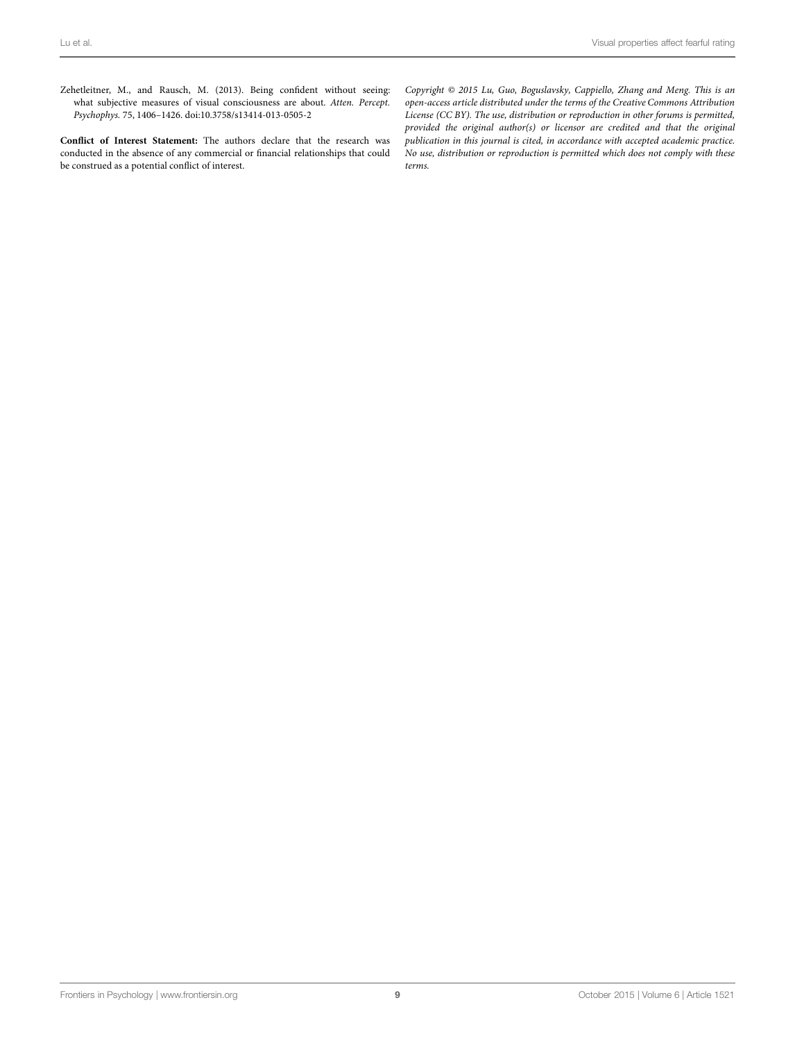Zehetleitner, M., and Rausch, M. (2013). Being confident without seeing: what subjective measures of visual consciousness are about. *Atten. Percept. Psychophys.* 75, 1406–1426. doi:10.3758/s13414-013-0505-2

**Conflict of Interest Statement:** The authors declare that the research was conducted in the absence of any commercial or financial relationships that could be construed as a potential conflict of interest.

*Copyright © 2015 Lu, Guo, Boguslavsky, Cappiello, Zhang and Meng. This is an open-access article distributed under the terms of the Creative Commons Attribution License (CC BY). The use, distribution or reproduction in other forums is permitted, provided the original author(s) or licensor are credited and that the original publication in this journal is cited, in accordance with accepted academic practice. No use, distribution or reproduction is permitted which does not comply with these terms.*